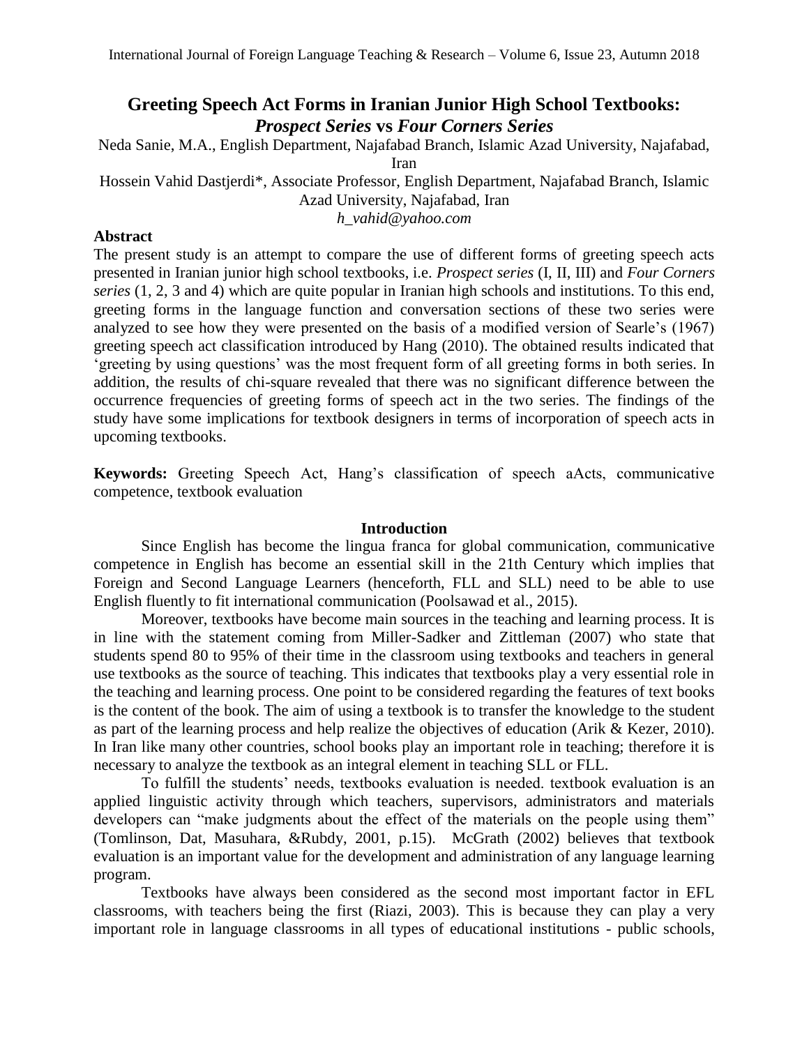# Greeting Speech Act Forms in Iranian Junior High School Textbooks: *Prospect Series* vs *Four Corners Series*

Neda Sanie, M.A., English Department, Najafabad Branch, Islamic Azad University, Najafabad, Iran

Hossein Vahid Dastjerdi*, Associate Professor, English Department, Najafabad Branch, Islamic Azad University, Najafabad, Iran

*h_vahid@yahoo.com*

## Abstract

The present study is an attempt to compare the use of different forms of greeting speech acts presented in Iranian junior high school textbooks, i.e. *Prospect series* (I, II, III) and *Four Corners series* (1, 2, 3 and 4) which are quite popular in Iranian high schools and institutions. To this end, greeting forms in the language function and conversation sections of these two series were analyzed to see how they were presented on the basis of a modified version of Searle's (1967) greeting speech act classification introduced by Hang (2010). The obtained results indicated that 'greeting by using questions' was the most frequent form of all greeting forms in both series. In addition, the results of chi-square revealed that there was no significant difference between the occurrence frequencies of greeting forms of speech act in the two series. The findings of the study have some implications for textbook designers in terms of incorporation of speech acts in upcoming textbooks.

**Keywords:** Greeting Speech Act, Hang's classification of speech aActs, communicative competence, textbook evaluation

## Introduction

Since English has become the lingua franca for global communication, communicative competence in English has become an essential skill in the 21th Century which implies that Foreign and Second Language Learners (henceforth, FLL and SLL) need to be able to use English fluently to fit international communication (Poolsawad et al., 2015).

Moreover, textbooks have become main sources in the teaching and learning process. It is in line with the statement coming from Miller-Sadker and Zittleman (2007) who state that students spend 80 to 95% of their time in the classroom using textbooks and teachers in general use textbooks as the source of teaching. This indicates that textbooks play a very essential role in the teaching and learning process. One point to be considered regarding the features of text books is the content of the book. The aim of using a textbook is to transfer the knowledge to the student as part of the learning process and help realize the objectives of education (Arik & Kezer, 2010). In Iran like many other countries, school books play an important role in teaching; therefore it is necessary to analyze the textbook as an integral element in teaching SLL or FLL.

To fulfill the students' needs, textbooks evaluation is needed. textbook evaluation is an applied linguistic activity through which teachers, supervisors, administrators and materials developers can "make judgments about the effect of the materials on the people using them" (Tomlinson, Dat, Masuhara, &Rubdy, 2001, p.15). McGrath (2002) believes that textbook evaluation is an important value for the development and administration of any language learning program.

Textbooks have always been considered as the second most important factor in EFL classrooms, with teachers being the first (Riazi, 2003). This is because they can play a very important role in language classrooms in all types of educational institutions - public schools,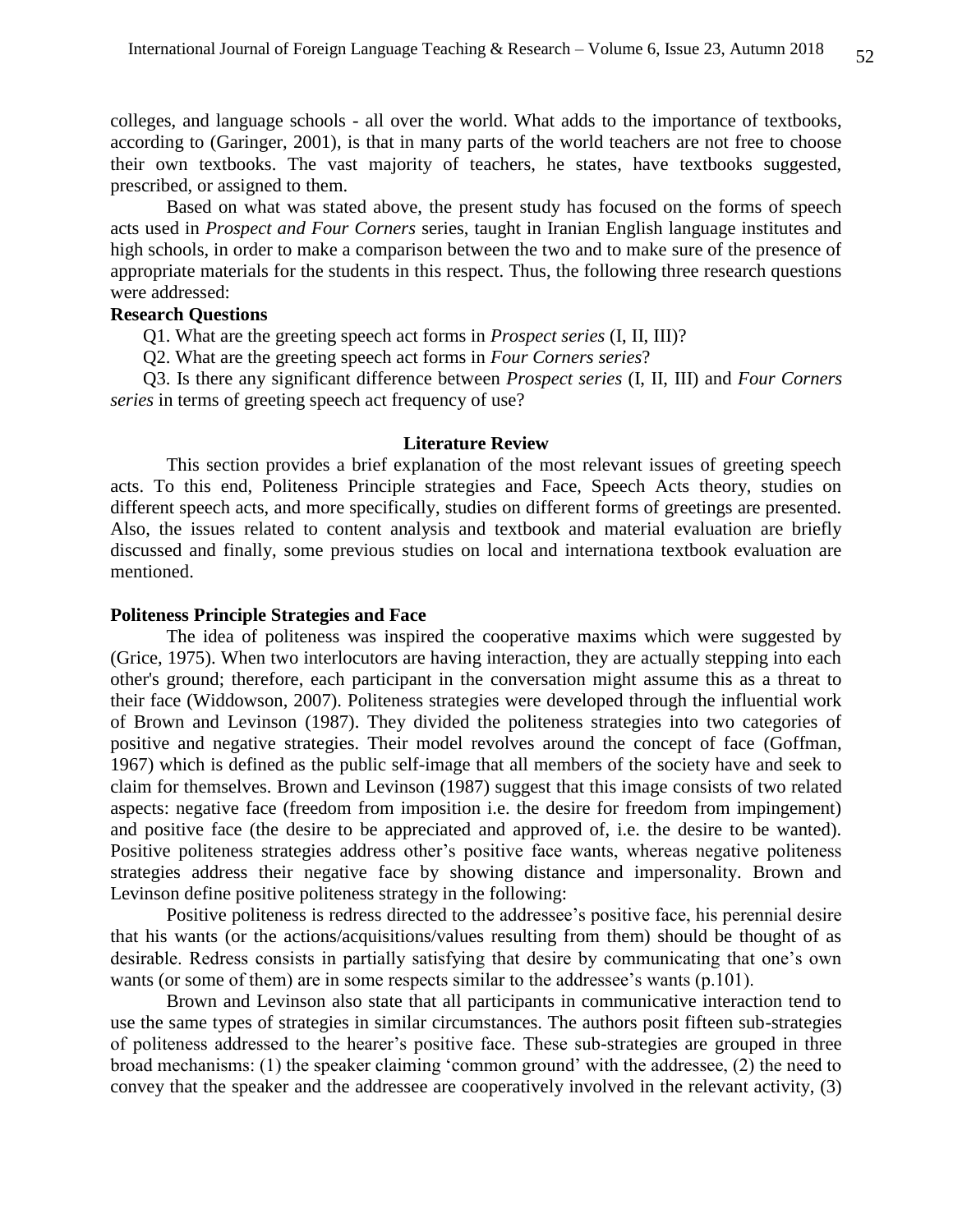colleges, and language schools - all over the world. What adds to the importance of textbooks, according to (Garinger, 2001), is that in many parts of the world teachers are not free to choose their own textbooks. The vast majority of teachers, he states, have textbooks suggested, prescribed, or assigned to them.

Based on what was stated above, the present study has focused on the forms of speech acts used in *Prospect and Four Corners* series, taught in Iranian English language institutes and high schools, in order to make a comparison between the two and to make sure of the presence of appropriate materials for the students in this respect. Thus, the following three research questions were addressed:

**Research Questions**

Q1. What are the greeting speech act forms in *Prospect series* (I, II, III)?

Q2. What are the greeting speech act forms in *Four Corners series*?

Q3. Is there any significant difference between *Prospect series* (I, II, III) and *Four Corners series* in terms of greeting speech act frequency of use?

## Literature Review

This section provides a brief explanation of the most relevant issues of greeting speech acts. To this end, Politeness Principle strategies and Face, Speech Acts theory, studies on different speech acts, and more specifically, studies on different forms of greetings are presented. Also, the issues related to content analysis and textbook and material evaluation are briefly discussed and finally, some previous studies on local and internationa textbook evaluation are mentioned.

### Politeness Principle Strategies and Face

The idea of politeness was inspired the cooperative maxims which were suggested by (Grice, 1975). When two interlocutors are having interaction, they are actually stepping into each other's ground; therefore, each participant in the conversation might assume this as a threat to their face (Widdowson, 2007). Politeness strategies were developed through the influential work of Brown and Levinson (1987). They divided the politeness strategies into two categories of positive and negative strategies. Their model revolves around the concept of face (Goffman, 1967) which is defined as the public self-image that all members of the society have and seek to claim for themselves. Brown and Levinson (1987) suggest that this image consists of two related aspects: negative face (freedom from imposition i.e. the desire for freedom from impingement) and positive face (the desire to be appreciated and approved of, i.e. the desire to be wanted). Positive politeness strategies address other's positive face wants, whereas negative politeness strategies address their negative face by showing distance and impersonality. Brown and Levinson define positive politeness strategy in the following:

Positive politeness is redress directed to the addressee's positive face, his perennial desire that his wants (or the actions/acquisitions/values resulting from them) should be thought of as desirable. Redress consists in partially satisfying that desire by communicating that one's own wants (or some of them) are in some respects similar to the addressee's wants (p.101).

Brown and Levinson also state that all participants in communicative interaction tend to use the same types of strategies in similar circumstances. The authors posit fifteen sub-strategies of politeness addressed to the hearer's positive face. These sub-strategies are grouped in three broad mechanisms: (1) the speaker claiming 'common ground' with the addressee, (2) the need to convey that the speaker and the addressee are cooperatively involved in the relevant activity, (3)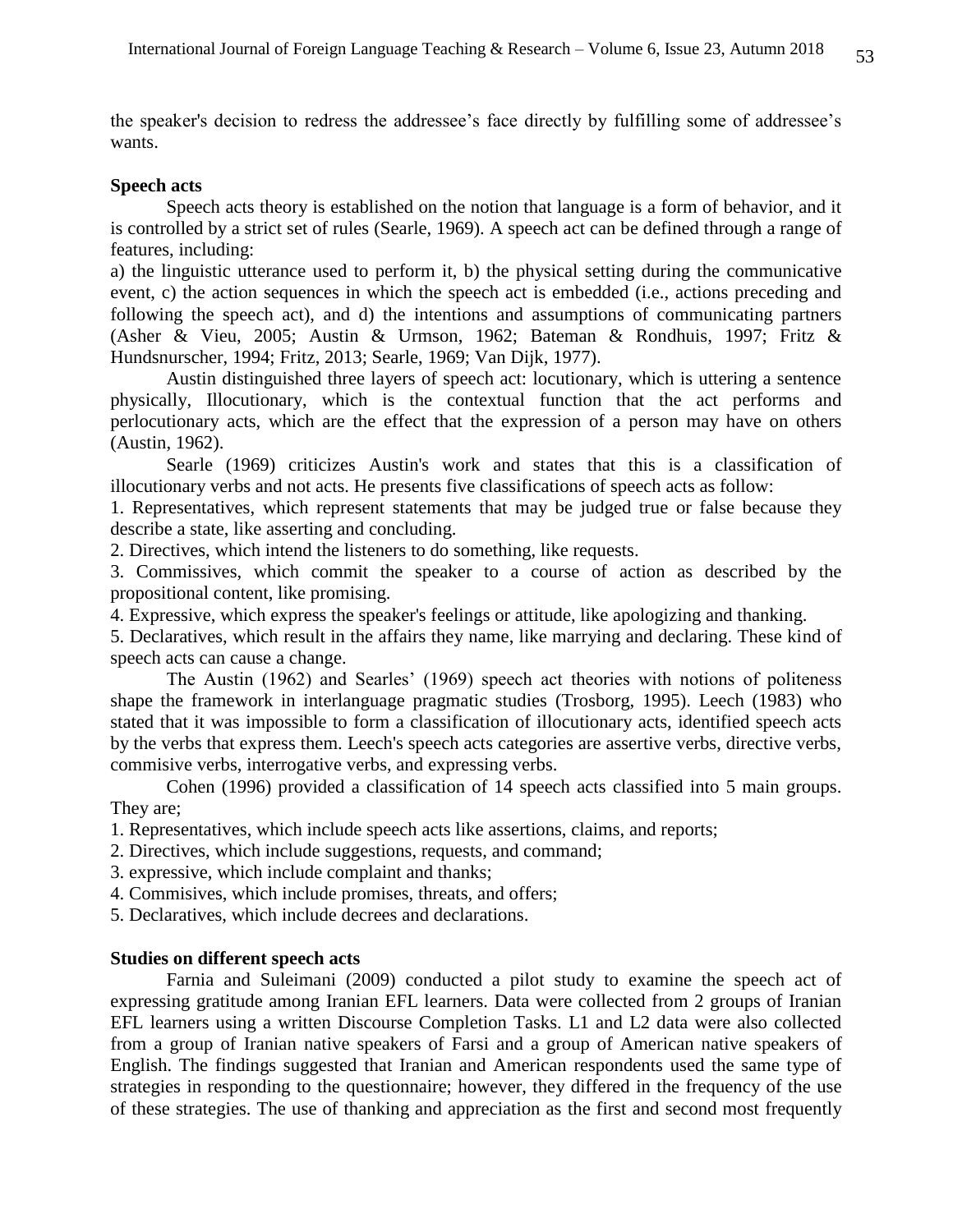the speaker's decision to redress the addressee's face directly by fulfilling some of addressee's wants.

**Speech acts**

Speech acts theory is established on the notion that language is a form of behavior, and it is controlled by a strict set of rules (Searle, 1969). A speech act can be defined through a range of features, including:

a) the linguistic utterance used to perform it, b) the physical setting during the communicative event, c) the action sequences in which the speech act is embedded (i.e., actions preceding and following the speech act), and d) the intentions and assumptions of communicating partners (Asher & Vieu, 2005; Austin & Urmson, 1962; Bateman & Rondhuis, 1997; Fritz & Hundsnurscher, 1994; Fritz, 2013; Searle, 1969; Van Dijk, 1977).

Austin distinguished three layers of speech act: locutionary, which is uttering a sentence physically, Illocutionary, which is the contextual function that the act performs and perlocutionary acts, which are the effect that the expression of a person may have on others (Austin, 1962).

Searle (1969) criticizes Austin's work and states that this is a classification of illocutionary verbs and not acts. He presents five classifications of speech acts as follow:

1. Representatives, which represent statements that may be judged true or false because they describe a state, like asserting and concluding.
2. Directives, which intend the listeners to do something, like requests.
3. Commissives, which commit the speaker to a course of action as described by the propositional content, like promising.
4. Expressive, which express the speaker's feelings or attitude, like apologizing and thanking.
5. Declaratives, which result in the affairs they name, like marrying and declaring. These kind of speech acts can cause a change.

The Austin (1962) and Searles' (1969) speech act theories with notions of politeness shape the framework in interlanguage pragmatic studies (Trosborg, 1995). Leech (1983) who stated that it was impossible to form a classification of illocutionary acts, identified speech acts by the verbs that express them. Leech's speech acts categories are assertive verbs, directive verbs, commisive verbs, interrogative verbs, and expressing verbs.

Cohen (1996) provided a classification of 14 speech acts classified into 5 main groups. They are;

1. Representatives, which include speech acts like assertions, claims, and reports;
2. Directives, which include suggestions, requests, and command;
3. expressive, which include complaint and thanks;
4. Commisives, which include promises, threats, and offers;
5. Declaratives, which include decrees and declarations.

**Studies on different speech acts**

Farnia and Suleimani (2009) conducted a pilot study to examine the speech act of expressing gratitude among Iranian EFL learners. Data were collected from 2 groups of Iranian EFL learners using a written Discourse Completion Tasks. L1 and L2 data were also collected from a group of Iranian native speakers of Farsi and a group of American native speakers of English. The findings suggested that Iranian and American respondents used the same type of strategies in responding to the questionnaire; however, they differed in the frequency of the use of these strategies. The use of thanking and appreciation as the first and second most frequently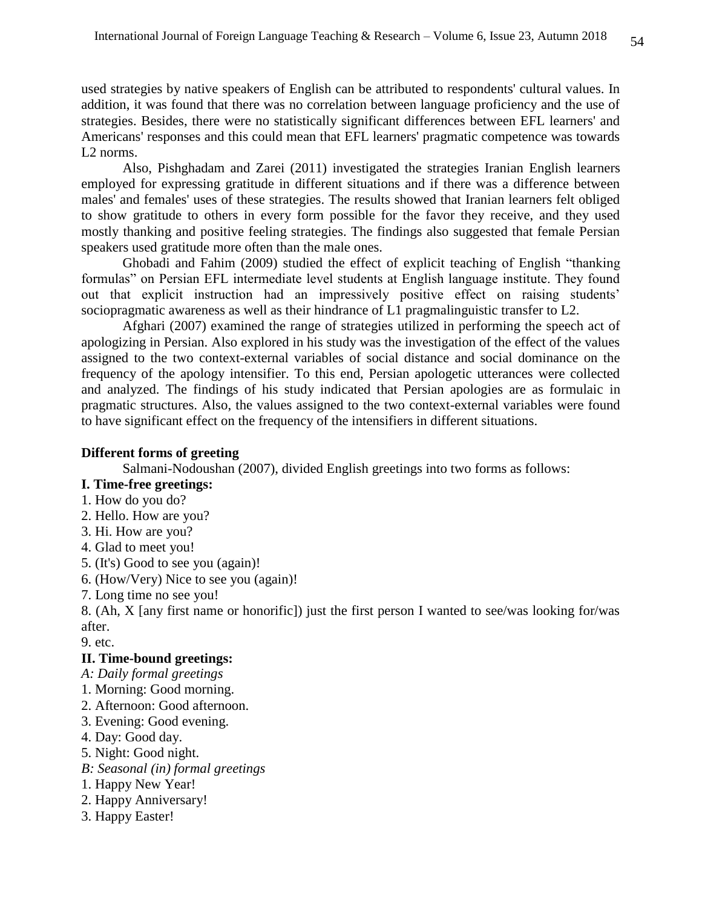used strategies by native speakers of English can be attributed to respondents' cultural values. In addition, it was found that there was no correlation between language proficiency and the use of strategies. Besides, there were no statistically significant differences between EFL learners' and Americans' responses and this could mean that EFL learners' pragmatic competence was towards L2 norms.

Also, Pishghadam and Zarei (2011) investigated the strategies Iranian English learners employed for expressing gratitude in different situations and if there was a difference between males' and females' uses of these strategies. The results showed that Iranian learners felt obliged to show gratitude to others in every form possible for the favor they receive, and they used mostly thanking and positive feeling strategies. The findings also suggested that female Persian speakers used gratitude more often than the male ones.

Ghobadi and Fahim (2009) studied the effect of explicit teaching of English "thanking formulas" on Persian EFL intermediate level students at English language institute. They found out that explicit instruction had an impressively positive effect on raising students' sociopragmatic awareness as well as their hindrance of L1 pragmalinguistic transfer to L2.

Afghari (2007) examined the range of strategies utilized in performing the speech act of apologizing in Persian. Also explored in his study was the investigation of the effect of the values assigned to the two context-external variables of social distance and social dominance on the frequency of the apology intensifier. To this end, Persian apologetic utterances were collected and analyzed. The findings of his study indicated that Persian apologies are as formulaic in pragmatic structures. Also, the values assigned to the two context-external variables were found to have significant effect on the frequency of the intensifiers in different situations.

**Different forms of greeting**

Salmani-Nodoushan (2007), divided English greetings into two forms as follows:

**I. Time-free greetings:**

1. How do you do?
2. Hello. How are you?
3. Hi. How are you?
4. Glad to meet you!
5. (It's) Good to see you (again)!
6. (How/Very) Nice to see you (again)!
7. Long time no see you!
8. (Ah, X [any first name or honorific]) just the first person I wanted to see/was looking for/was after.
9. etc.

**II. Time-bound greetings:**

*A: Daily formal greetings*

1. Morning: Good morning.
2. Afternoon: Good afternoon.
3. Evening: Good evening.
4. Day: Good day.
5. Night: Good night.

*B: Seasonal (in) formal greetings*

1. Happy New Year!
2. Happy Anniversary!
3. Happy Easter!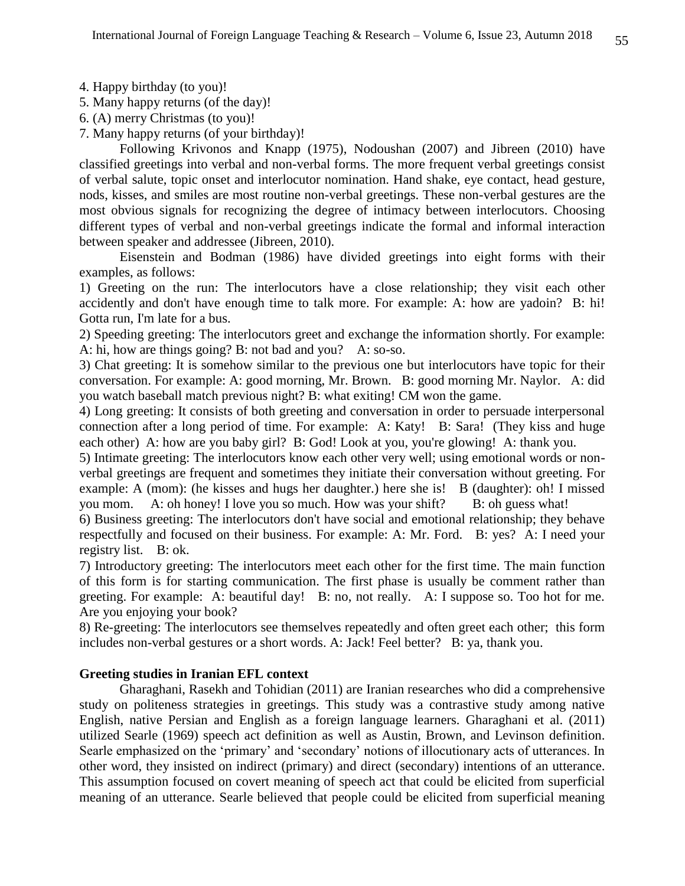4. Happy birthday (to you)!
5. Many happy returns (of the day)!
6. (A) merry Christmas (to you)!
7. Many happy returns (of your birthday)!

Following Krivonos and Knapp (1975), Nodoushan (2007) and Jibreen (2010) have classified greetings into verbal and non-verbal forms. The more frequent verbal greetings consist of verbal salute, topic onset and interlocutor nomination. Hand shake, eye contact, head gesture, nods, kisses, and smiles are most routine non-verbal greetings. These non-verbal gestures are the most obvious signals for recognizing the degree of intimacy between interlocutors. Choosing different types of verbal and non-verbal greetings indicate the formal and informal interaction between speaker and addressee (Jibreen, 2010).

Eisenstein and Bodman (1986) have divided greetings into eight forms with their examples, as follows:

1) Greeting on the run: The interlocutors have a close relationship; they visit each other accidently and don't have enough time to talk more. For example: A: how are yadoin? B: hi! Gotta run, I'm late for a bus.

2) Speeding greeting: The interlocutors greet and exchange the information shortly. For example: A: hi, how are things going? B: not bad and you? A: so-so.

3) Chat greeting: It is somehow similar to the previous one but interlocutors have topic for their conversation. For example: A: good morning, Mr. Brown. B: good morning Mr. Naylor. A: did you watch baseball match previous night? B: what exiting! CM won the game.

4) Long greeting: It consists of both greeting and conversation in order to persuade interpersonal connection after a long period of time. For example: A: Katy! B: Sara! (They kiss and huge each other) A: how are you baby girl? B: God! Look at you, you're glowing! A: thank you.

5) Intimate greeting: The interlocutors know each other very well; using emotional words or non-verbal greetings are frequent and sometimes they initiate their conversation without greeting. For example: A (mom): (he kisses and hugs her daughter.) here she is! B (daughter): oh! I missed you mom. A: oh honey! I love you so much. How was your shift? B: oh guess what!

6) Business greeting: The interlocutors don't have social and emotional relationship; they behave respectfully and focused on their business. For example: A: Mr. Ford. B: yes? A: I need your registry list. B: ok.

7) Introductory greeting: The interlocutors meet each other for the first time. The main function of this form is for starting communication. The first phase is usually be comment rather than greeting. For example: A: beautiful day! B: no, not really. A: I suppose so. Too hot for me. Are you enjoying your book?

8) Re-greeting: The interlocutors see themselves repeatedly and often greet each other; this form includes non-verbal gestures or a short words. A: Jack! Feel better? B: ya, thank you.

## Greeting studies in Iranian EFL context

Gharaghani, Rasekh and Tohidian (2011) are Iranian researches who did a comprehensive study on politeness strategies in greetings. This study was a contrastive study among native English, native Persian and English as a foreign language learners. Gharaghani et al. (2011) utilized Searle (1969) speech act definition as well as Austin, Brown, and Levinson definition. Searle emphasized on the 'primary' and 'secondary' notions of illocutionary acts of utterances. In other word, they insisted on indirect (primary) and direct (secondary) intentions of an utterance. This assumption focused on covert meaning of speech act that could be elicited from superficial meaning of an utterance. Searle believed that people could be elicited from superficial meaning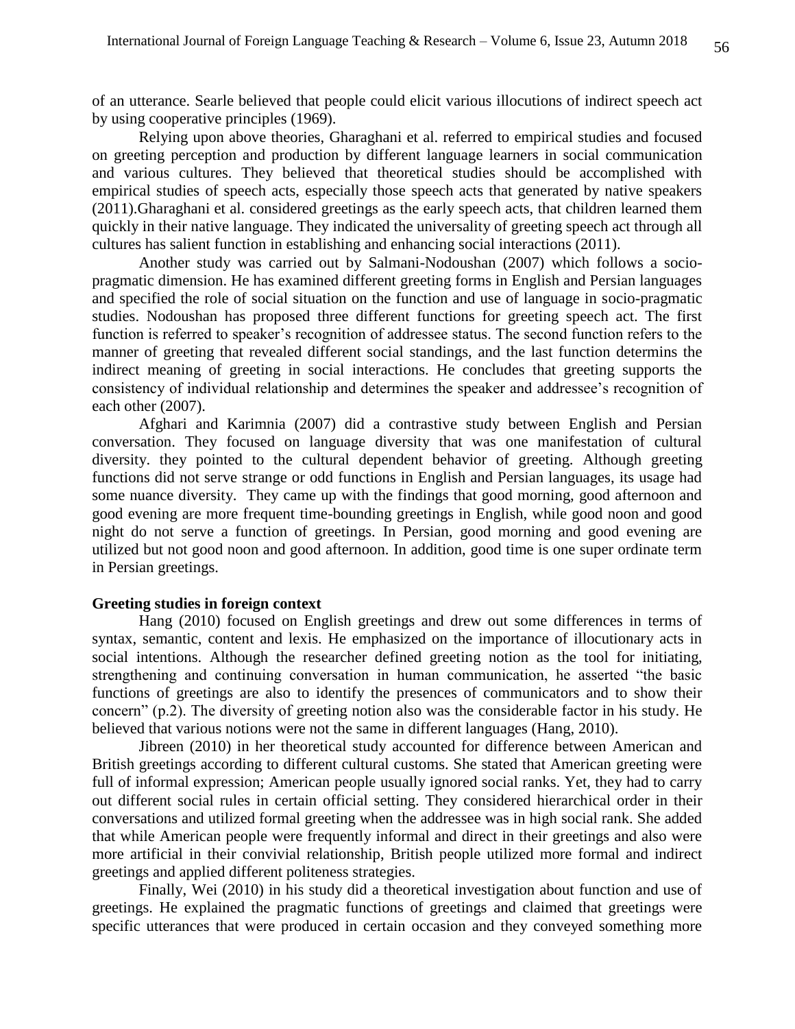of an utterance. Searle believed that people could elicit various illocutions of indirect speech act by using cooperative principles (1969).

Relying upon above theories, Gharaghani et al. referred to empirical studies and focused on greeting perception and production by different language learners in social communication and various cultures. They believed that theoretical studies should be accomplished with empirical studies of speech acts, especially those speech acts that generated by native speakers (2011).Gharaghani et al. considered greetings as the early speech acts, that children learned them quickly in their native language. They indicated the universality of greeting speech act through all cultures has salient function in establishing and enhancing social interactions (2011).

Another study was carried out by Salmani-Nodoushan (2007) which follows a socio-pragmatic dimension. He has examined different greeting forms in English and Persian languages and specified the role of social situation on the function and use of language in socio-pragmatic studies. Nodoushan has proposed three different functions for greeting speech act. The first function is referred to speaker's recognition of addressee status. The second function refers to the manner of greeting that revealed different social standings, and the last function determins the indirect meaning of greeting in social interactions. He concludes that greeting supports the consistency of individual relationship and determines the speaker and addressee's recognition of each other (2007).

Afghari and Karimnia (2007) did a contrastive study between English and Persian conversation. They focused on language diversity that was one manifestation of cultural diversity. they pointed to the cultural dependent behavior of greeting. Although greeting functions did not serve strange or odd functions in English and Persian languages, its usage had some nuance diversity. They came up with the findings that good morning, good afternoon and good evening are more frequent time-bounding greetings in English, while good noon and good night do not serve a function of greetings. In Persian, good morning and good evening are utilized but not good noon and good afternoon. In addition, good time is one super ordinate term in Persian greetings.

**Greeting studies in foreign context**

Hang (2010) focused on English greetings and drew out some differences in terms of syntax, semantic, content and lexis. He emphasized on the importance of illocutionary acts in social intentions. Although the researcher defined greeting notion as the tool for initiating, strengthening and continuing conversation in human communication, he asserted "the basic functions of greetings are also to identify the presences of communicators and to show their concern" (p.2). The diversity of greeting notion also was the considerable factor in his study. He believed that various notions were not the same in different languages (Hang, 2010).

Jibreen (2010) in her theoretical study accounted for difference between American and British greetings according to different cultural customs. She stated that American greeting were full of informal expression; American people usually ignored social ranks. Yet, they had to carry out different social rules in certain official setting. They considered hierarchical order in their conversations and utilized formal greeting when the addressee was in high social rank. She added that while American people were frequently informal and direct in their greetings and also were more artificial in their convivial relationship, British people utilized more formal and indirect greetings and applied different politeness strategies.

Finally, Wei (2010) in his study did a theoretical investigation about function and use of greetings. He explained the pragmatic functions of greetings and claimed that greetings were specific utterances that were produced in certain occasion and they conveyed something more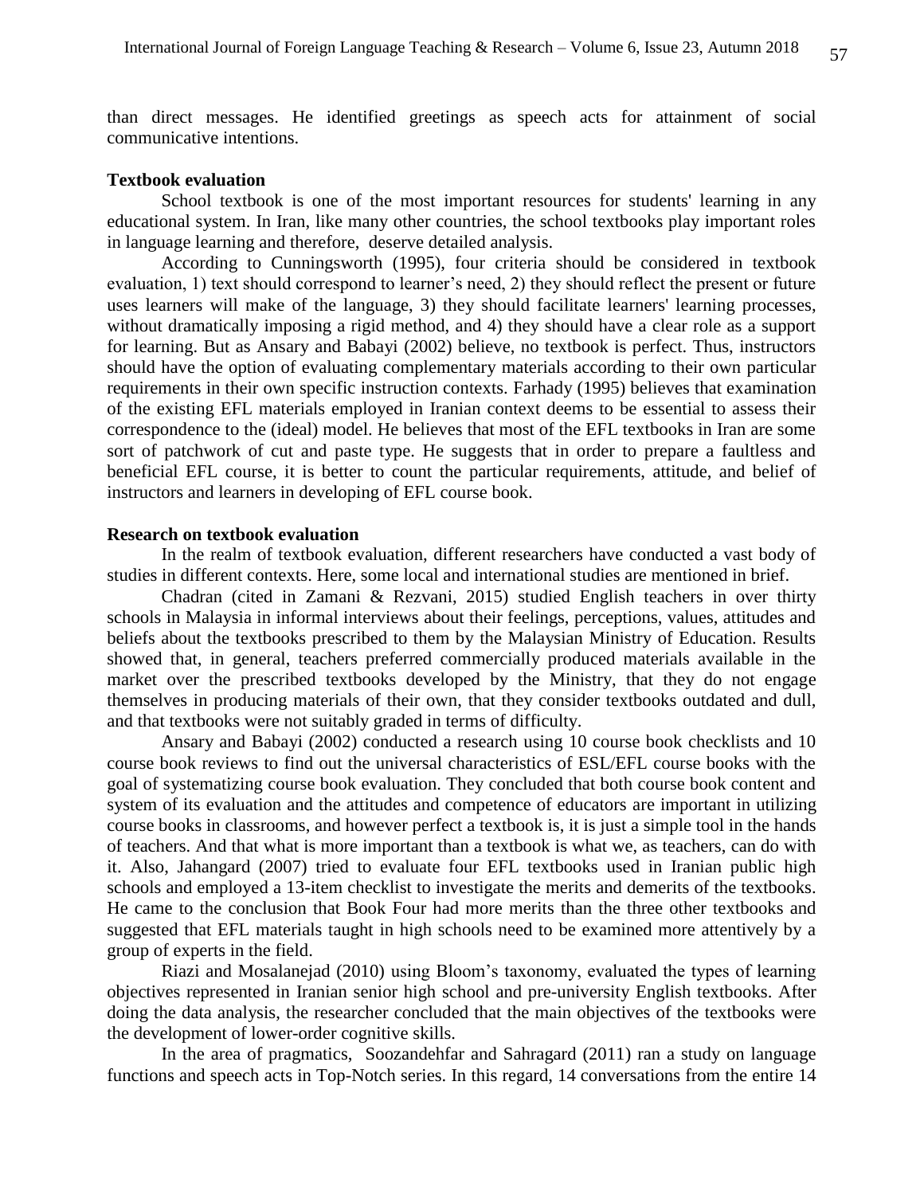than direct messages. He identified greetings as speech acts for attainment of social communicative intentions.

**Textbook evaluation**

School textbook is one of the most important resources for students' learning in any educational system. In Iran, like many other countries, the school textbooks play important roles in language learning and therefore, deserve detailed analysis.

According to Cunningsworth (1995), four criteria should be considered in textbook evaluation, 1) text should correspond to learner's need, 2) they should reflect the present or future uses learners will make of the language, 3) they should facilitate learners' learning processes, without dramatically imposing a rigid method, and 4) they should have a clear role as a support for learning. But as Ansary and Babayi (2002) believe, no textbook is perfect. Thus, instructors should have the option of evaluating complementary materials according to their own particular requirements in their own specific instruction contexts. Farhady (1995) believes that examination of the existing EFL materials employed in Iranian context deems to be essential to assess their correspondence to the (ideal) model. He believes that most of the EFL textbooks in Iran are some sort of patchwork of cut and paste type. He suggests that in order to prepare a faultless and beneficial EFL course, it is better to count the particular requirements, attitude, and belief of instructors and learners in developing of EFL course book.

**Research on textbook evaluation**

In the realm of textbook evaluation, different researchers have conducted a vast body of studies in different contexts. Here, some local and international studies are mentioned in brief.

Chadran (cited in Zamani & Rezvani, 2015) studied English teachers in over thirty schools in Malaysia in informal interviews about their feelings, perceptions, values, attitudes and beliefs about the textbooks prescribed to them by the Malaysian Ministry of Education. Results showed that, in general, teachers preferred commercially produced materials available in the market over the prescribed textbooks developed by the Ministry, that they do not engage themselves in producing materials of their own, that they consider textbooks outdated and dull, and that textbooks were not suitably graded in terms of difficulty.

Ansary and Babayi (2002) conducted a research using 10 course book checklists and 10 course book reviews to find out the universal characteristics of ESL/EFL course books with the goal of systematizing course book evaluation. They concluded that both course book content and system of its evaluation and the attitudes and competence of educators are important in utilizing course books in classrooms, and however perfect a textbook is, it is just a simple tool in the hands of teachers. And that what is more important than a textbook is what we, as teachers, can do with it. Also, Jahangard (2007) tried to evaluate four EFL textbooks used in Iranian public high schools and employed a 13-item checklist to investigate the merits and demerits of the textbooks. He came to the conclusion that Book Four had more merits than the three other textbooks and suggested that EFL materials taught in high schools need to be examined more attentively by a group of experts in the field.

Riazi and Mosalanejad (2010) using Bloom's taxonomy, evaluated the types of learning objectives represented in Iranian senior high school and pre-university English textbooks. After doing the data analysis, the researcher concluded that the main objectives of the textbooks were the development of lower-order cognitive skills.

In the area of pragmatics, Soozandehfar and Sahragard (2011) ran a study on language functions and speech acts in Top-Notch series. In this regard, 14 conversations from the entire 14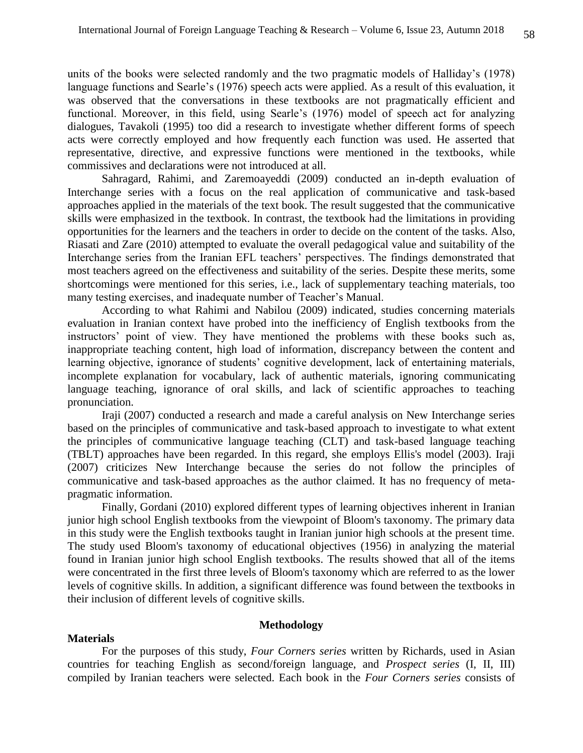units of the books were selected randomly and the two pragmatic models of Halliday's (1978) language functions and Searle's (1976) speech acts were applied. As a result of this evaluation, it was observed that the conversations in these textbooks are not pragmatically efficient and functional. Moreover, in this field, using Searle's (1976) model of speech act for analyzing dialogues, Tavakoli (1995) too did a research to investigate whether different forms of speech acts were correctly employed and how frequently each function was used. He asserted that representative, directive, and expressive functions were mentioned in the textbooks, while commissives and declarations were not introduced at all.

Sahragard, Rahimi, and Zaremoayeddi (2009) conducted an in-depth evaluation of Interchange series with a focus on the real application of communicative and task-based approaches applied in the materials of the text book. The result suggested that the communicative skills were emphasized in the textbook. In contrast, the textbook had the limitations in providing opportunities for the learners and the teachers in order to decide on the content of the tasks. Also, Riasati and Zare (2010) attempted to evaluate the overall pedagogical value and suitability of the Interchange series from the Iranian EFL teachers' perspectives. The findings demonstrated that most teachers agreed on the effectiveness and suitability of the series. Despite these merits, some shortcomings were mentioned for this series, i.e., lack of supplementary teaching materials, too many testing exercises, and inadequate number of Teacher's Manual.

According to what Rahimi and Nabilou (2009) indicated, studies concerning materials evaluation in Iranian context have probed into the inefficiency of English textbooks from the instructors' point of view. They have mentioned the problems with these books such as, inappropriate teaching content, high load of information, discrepancy between the content and learning objective, ignorance of students' cognitive development, lack of entertaining materials, incomplete explanation for vocabulary, lack of authentic materials, ignoring communicating language teaching, ignorance of oral skills, and lack of scientific approaches to teaching pronunciation.

Iraji (2007) conducted a research and made a careful analysis on New Interchange series based on the principles of communicative and task-based approach to investigate to what extent the principles of communicative language teaching (CLT) and task-based language teaching (TBLT) approaches have been regarded. In this regard, she employs Ellis's model (2003). Iraji (2007) criticizes New Interchange because the series do not follow the principles of communicative and task-based approaches as the author claimed. It has no frequency of meta-pragmatic information.

Finally, Gordani (2010) explored different types of learning objectives inherent in Iranian junior high school English textbooks from the viewpoint of Bloom's taxonomy. The primary data in this study were the English textbooks taught in Iranian junior high schools at the present time. The study used Bloom's taxonomy of educational objectives (1956) in analyzing the material found in Iranian junior high school English textbooks. The results showed that all of the items were concentrated in the first three levels of Bloom's taxonomy which are referred to as the lower levels of cognitive skills. In addition, a significant difference was found between the textbooks in their inclusion of different levels of cognitive skills.

## Methodology

### Materials

For the purposes of this study, *Four Corners series* written by Richards, used in Asian countries for teaching English as second/foreign language, and *Prospect series* (I, II, III) compiled by Iranian teachers were selected. Each book in the *Four Corners series* consists of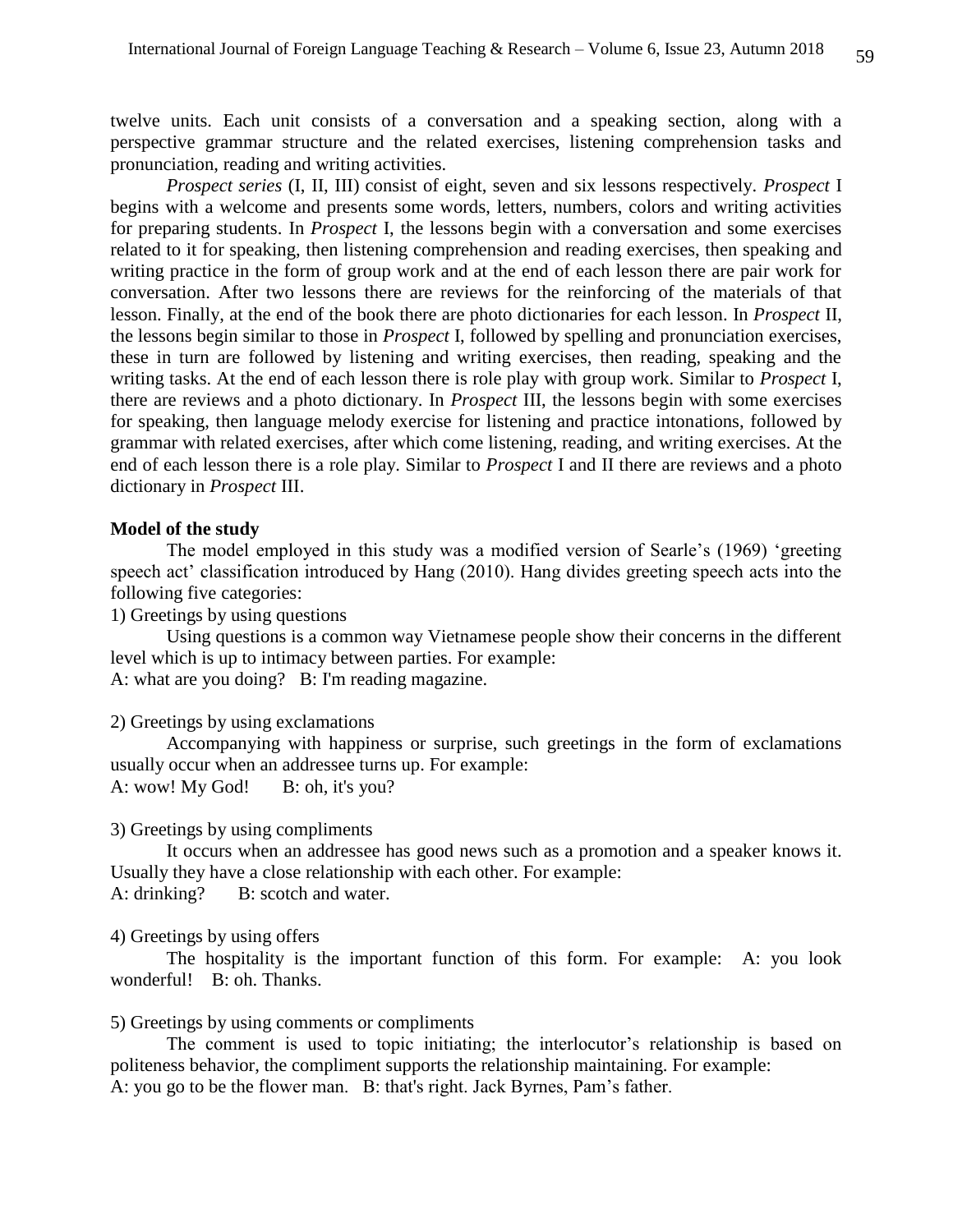twelve units. Each unit consists of a conversation and a speaking section, along with a perspective grammar structure and the related exercises, listening comprehension tasks and pronunciation, reading and writing activities.

*Prospect series* (I, II, III) consist of eight, seven and six lessons respectively. *Prospect* I begins with a welcome and presents some words, letters, numbers, colors and writing activities for preparing students. In *Prospect* I, the lessons begin with a conversation and some exercises related to it for speaking, then listening comprehension and reading exercises, then speaking and writing practice in the form of group work and at the end of each lesson there are pair work for conversation. After two lessons there are reviews for the reinforcing of the materials of that lesson. Finally, at the end of the book there are photo dictionaries for each lesson. In *Prospect* II, the lessons begin similar to those in *Prospect* I, followed by spelling and pronunciation exercises, these in turn are followed by listening and writing exercises, then reading, speaking and the writing tasks. At the end of each lesson there is role play with group work. Similar to *Prospect* I, there are reviews and a photo dictionary. In *Prospect* III, the lessons begin with some exercises for speaking, then language melody exercise for listening and practice intonations, followed by grammar with related exercises, after which come listening, reading, and writing exercises. At the end of each lesson there is a role play. Similar to *Prospect* I and II there are reviews and a photo dictionary in *Prospect* III.

**Model of the study**

The model employed in this study was a modified version of Searle's (1969) 'greeting speech act' classification introduced by Hang (2010). Hang divides greeting speech acts into the following five categories:

1) Greetings by using questions

Using questions is a common way Vietnamese people show their concerns in the different level which is up to intimacy between parties. For example:
A: what are you doing?   B: I'm reading magazine.

2) Greetings by using exclamations

Accompanying with happiness or surprise, such greetings in the form of exclamations usually occur when an addressee turns up. For example:
A: wow! My God!   B: oh, it's you?

3) Greetings by using compliments

It occurs when an addressee has good news such as a promotion and a speaker knows it. Usually they have a close relationship with each other. For example:
A: drinking?   B: scotch and water.

4) Greetings by using offers

The hospitality is the important function of this form. For example: A: you look wonderful!   B: oh. Thanks.

5) Greetings by using comments or compliments

The comment is used to topic initiating; the interlocutor's relationship is based on politeness behavior, the compliment supports the relationship maintaining. For example:
A: you go to be the flower man.   B: that's right. Jack Byrnes, Pam's father.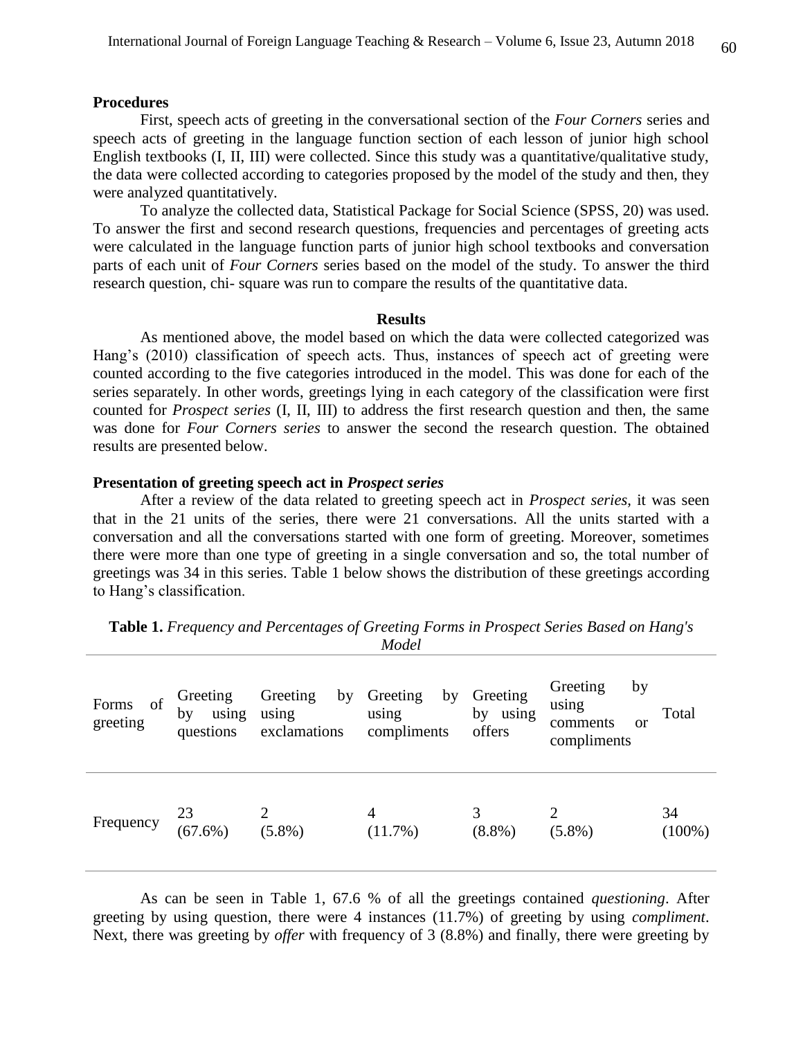**Procedures**

First, speech acts of greeting in the conversational section of the *Four Corners* series and speech acts of greeting in the language function section of each lesson of junior high school English textbooks (I, II, III) were collected. Since this study was a quantitative/qualitative study, the data were collected according to categories proposed by the model of the study and then, they were analyzed quantitatively.

To analyze the collected data, Statistical Package for Social Science (SPSS, 20) was used. To answer the first and second research questions, frequencies and percentages of greeting acts were calculated in the language function parts of junior high school textbooks and conversation parts of each unit of *Four Corners* series based on the model of the study. To answer the third research question, chi- square was run to compare the results of the quantitative data.

## Results

As mentioned above, the model based on which the data were collected categorized was Hang's (2010) classification of speech acts. Thus, instances of speech act of greeting were counted according to the five categories introduced in the model. This was done for each of the series separately. In other words, greetings lying in each category of the classification were first counted for *Prospect series* (I, II, III) to address the first research question and then, the same was done for *Four Corners series* to answer the second the research question. The obtained results are presented below.

**Presentation of greeting speech act in *Prospect series***

After a review of the data related to greeting speech act in *Prospect series*, it was seen that in the 21 units of the series, there were 21 conversations. All the units started with a conversation and all the conversations started with one form of greeting. Moreover, sometimes there were more than one type of greeting in a single conversation and so, the total number of greetings was 34 in this series. Table 1 below shows the distribution of these greetings according to Hang's classification.

**Table 1.** *Frequency and Percentages of Greeting Forms in Prospect Series Based on Hang's Model*

| Forms of greeting | Greeting by using questions | Greeting by using exclamations | Greeting by using compliments | Greeting by using offers | Greeting by using comments or compliments | Total |
|---|---|---|---|---|---|---|
| Frequency | 23 (67.6%) | 2 (5.8%) | 4 (11.7%) | 3 (8.8%) | 2 (5.8%) | 34 (100%) |

As can be seen in Table 1, 67.6 % of all the greetings contained *questioning*. After greeting by using question, there were 4 instances (11.7%) of greeting by using *compliment*. Next, there was greeting by *offer* with frequency of 3 (8.8%) and finally, there were greeting by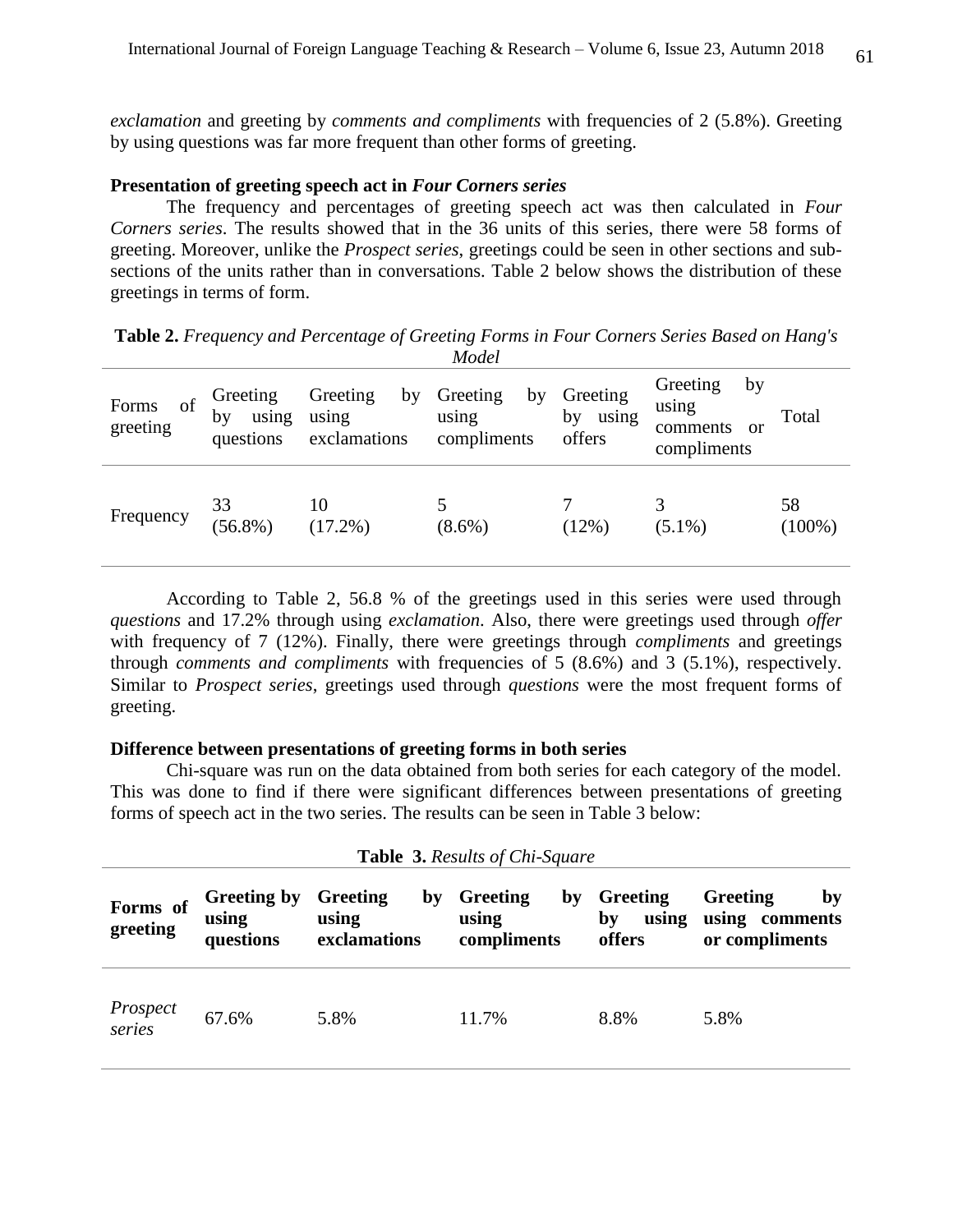*exclamation* and greeting by *comments and compliments* with frequencies of 2 (5.8%). Greeting by using questions was far more frequent than other forms of greeting.

**Presentation of greeting speech act in *Four Corners series***

The frequency and percentages of greeting speech act was then calculated in *Four Corners series*. The results showed that in the 36 units of this series, there were 58 forms of greeting. Moreover, unlike the *Prospect series*, greetings could be seen in other sections and sub-sections of the units rather than in conversations. Table 2 below shows the distribution of these greetings in terms of form.

**Table 2.** *Frequency and Percentage of Greeting Forms in Four Corners Series Based on Hang's Model*

| Forms of greeting | Greeting by using questions | Greeting by using exclamations | Greeting by using compliments | Greeting by using offers | Greeting by using comments or compliments | Total |
|---|---|---|---|---|---|---|
| Frequency | 33 (56.8%) | 10 (17.2%) | 5 (8.6%) | 7 (12%) | 3 (5.1%) | 58 (100%) |

According to Table 2, 56.8 % of the greetings used in this series were used through *questions* and 17.2% through using *exclamation*. Also, there were greetings used through *offer* with frequency of 7 (12%). Finally, there were greetings through *compliments* and greetings through *comments and compliments* with frequencies of 5 (8.6%) and 3 (5.1%), respectively. Similar to *Prospect series*, greetings used through *questions* were the most frequent forms of greeting.

**Difference between presentations of greeting forms in both series**

Chi-square was run on the data obtained from both series for each category of the model. This was done to find if there were significant differences between presentations of greeting forms of speech act in the two series. The results can be seen in Table 3 below:

**Table 3.** *Results of Chi-Square*

| **Forms of greeting** | **Greeting by using questions** | **Greeting by using exclamations** | **Greeting by using compliments** | **Greeting by using offers** | **Greeting by using comments or compliments** |
|---|---|---|---|---|---|
| *Prospect series* | 67.6% | 5.8% | 11.7% | 8.8% | 5.8% |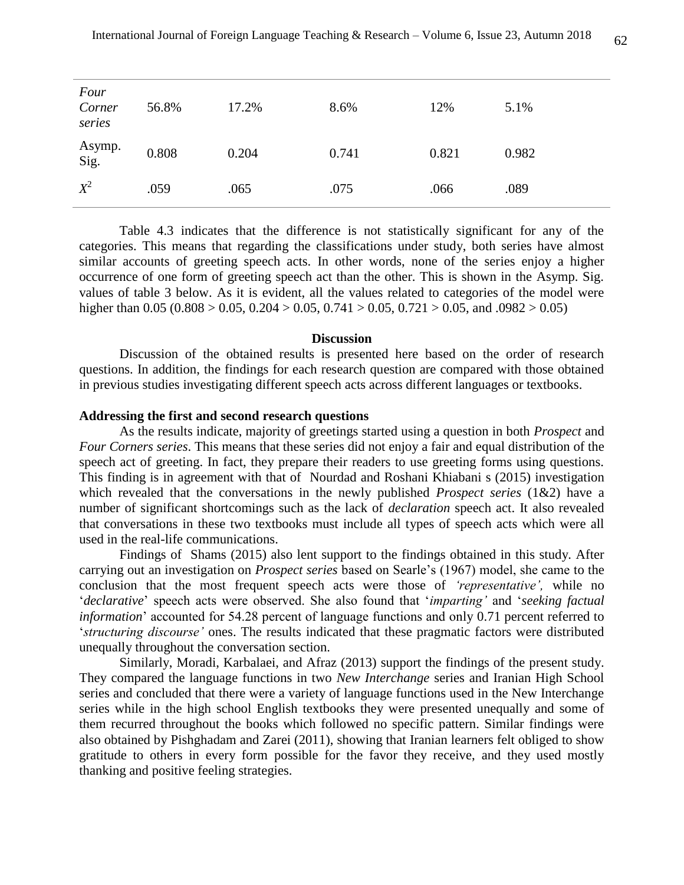| | | | | | |
|---|---|---|---|---|---|
| *Four Corner series* | 56.8% | 17.2% | 8.6% | 12% | 5.1% |
| Asymp. Sig. | 0.808 | 0.204 | 0.741 | 0.821 | 0.982 |
| $X^2$ | .059 | .065 | .075 | .066 | .089 |

Table 4.3 indicates that the difference is not statistically significant for any of the categories. This means that regarding the classifications under study, both series have almost similar accounts of greeting speech acts. In other words, none of the series enjoy a higher occurrence of one form of greeting speech act than the other. This is shown in the Asymp. Sig. values of table 3 below. As it is evident, all the values related to categories of the model were higher than 0.05 (0.808 > 0.05, 0.204 > 0.05, 0.741 > 0.05, 0.721 > 0.05, and .0982 > 0.05)

## Discussion

Discussion of the obtained results is presented here based on the order of research questions. In addition, the findings for each research question are compared with those obtained in previous studies investigating different speech acts across different languages or textbooks.

### Addressing the first and second research questions

As the results indicate, majority of greetings started using a question in both *Prospect* and *Four Corners series*. This means that these series did not enjoy a fair and equal distribution of the speech act of greeting. In fact, they prepare their readers to use greeting forms using questions. This finding is in agreement with that of Nourdad and Roshani Khiabani s (2015) investigation which revealed that the conversations in the newly published *Prospect series* (1&2) have a number of significant shortcomings such as the lack of *declaration* speech act. It also revealed that conversations in these two textbooks must include all types of speech acts which were all used in the real-life communications.

Findings of Shams (2015) also lent support to the findings obtained in this study. After carrying out an investigation on *Prospect series* based on Searle's (1967) model, she came to the conclusion that the most frequent speech acts were those of *'representative',* while no '*declarative*' speech acts were observed. She also found that '*imparting'* and '*seeking factual information*' accounted for 54.28 percent of language functions and only 0.71 percent referred to '*structuring discourse'* ones. The results indicated that these pragmatic factors were distributed unequally throughout the conversation section.

Similarly, Moradi, Karbalaei, and Afraz (2013) support the findings of the present study. They compared the language functions in two *New Interchange* series and Iranian High School series and concluded that there were a variety of language functions used in the New Interchange series while in the high school English textbooks they were presented unequally and some of them recurred throughout the books which followed no specific pattern. Similar findings were also obtained by Pishghadam and Zarei (2011), showing that Iranian learners felt obliged to show gratitude to others in every form possible for the favor they receive, and they used mostly thanking and positive feeling strategies.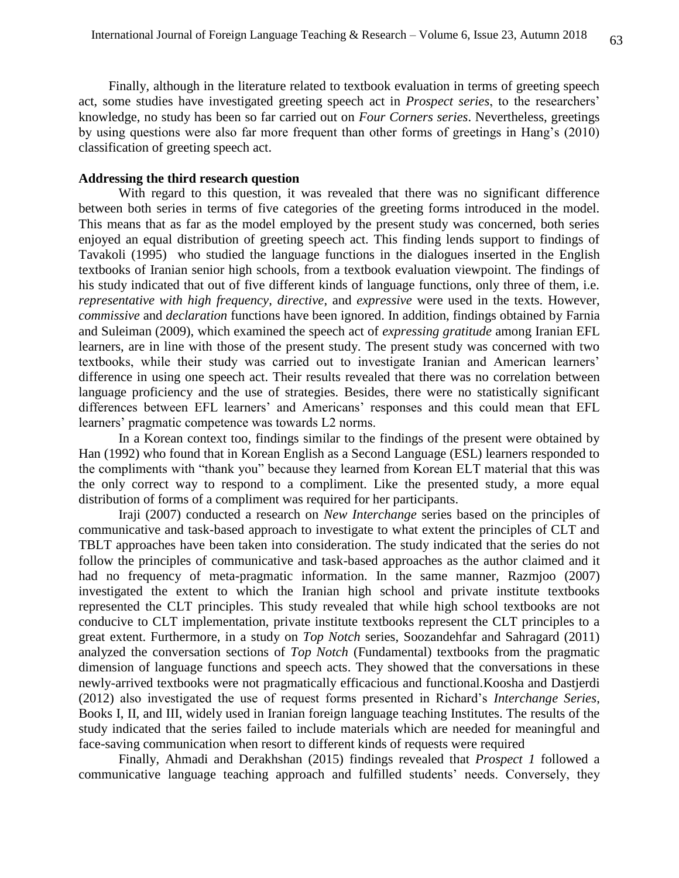Finally, although in the literature related to textbook evaluation in terms of greeting speech act, some studies have investigated greeting speech act in *Prospect series*, to the researchers' knowledge, no study has been so far carried out on *Four Corners series*. Nevertheless, greetings by using questions were also far more frequent than other forms of greetings in Hang's (2010) classification of greeting speech act.

**Addressing the third research question**

With regard to this question, it was revealed that there was no significant difference between both series in terms of five categories of the greeting forms introduced in the model. This means that as far as the model employed by the present study was concerned, both series enjoyed an equal distribution of greeting speech act. This finding lends support to findings of Tavakoli (1995) who studied the language functions in the dialogues inserted in the English textbooks of Iranian senior high schools, from a textbook evaluation viewpoint. The findings of his study indicated that out of five different kinds of language functions, only three of them, i.e. *representative with high frequency*, *directive*, and *expressive* were used in the texts. However, *commissive* and *declaration* functions have been ignored. In addition, findings obtained by Farnia and Suleiman (2009), which examined the speech act of *expressing gratitude* among Iranian EFL learners, are in line with those of the present study. The present study was concerned with two textbooks, while their study was carried out to investigate Iranian and American learners' difference in using one speech act. Their results revealed that there was no correlation between language proficiency and the use of strategies. Besides, there were no statistically significant differences between EFL learners' and Americans' responses and this could mean that EFL learners' pragmatic competence was towards L2 norms.

In a Korean context too, findings similar to the findings of the present were obtained by Han (1992) who found that in Korean English as a Second Language (ESL) learners responded to the compliments with "thank you" because they learned from Korean ELT material that this was the only correct way to respond to a compliment. Like the presented study, a more equal distribution of forms of a compliment was required for her participants.

Iraji (2007) conducted a research on *New Interchange* series based on the principles of communicative and task-based approach to investigate to what extent the principles of CLT and TBLT approaches have been taken into consideration. The study indicated that the series do not follow the principles of communicative and task-based approaches as the author claimed and it had no frequency of meta-pragmatic information. In the same manner, Razmjoo (2007) investigated the extent to which the Iranian high school and private institute textbooks represented the CLT principles. This study revealed that while high school textbooks are not conducive to CLT implementation, private institute textbooks represent the CLT principles to a great extent. Furthermore, in a study on *Top Notch* series, Soozandehfar and Sahragard (2011) analyzed the conversation sections of *Top Notch* (Fundamental) textbooks from the pragmatic dimension of language functions and speech acts. They showed that the conversations in these newly-arrived textbooks were not pragmatically efficacious and functional.Koosha and Dastjerdi (2012) also investigated the use of request forms presented in Richard's *Interchange Series*, Books I, II, and III, widely used in Iranian foreign language teaching Institutes. The results of the study indicated that the series failed to include materials which are needed for meaningful and face-saving communication when resort to different kinds of requests were required

Finally, Ahmadi and Derakhshan (2015) findings revealed that *Prospect 1* followed a communicative language teaching approach and fulfilled students' needs. Conversely, they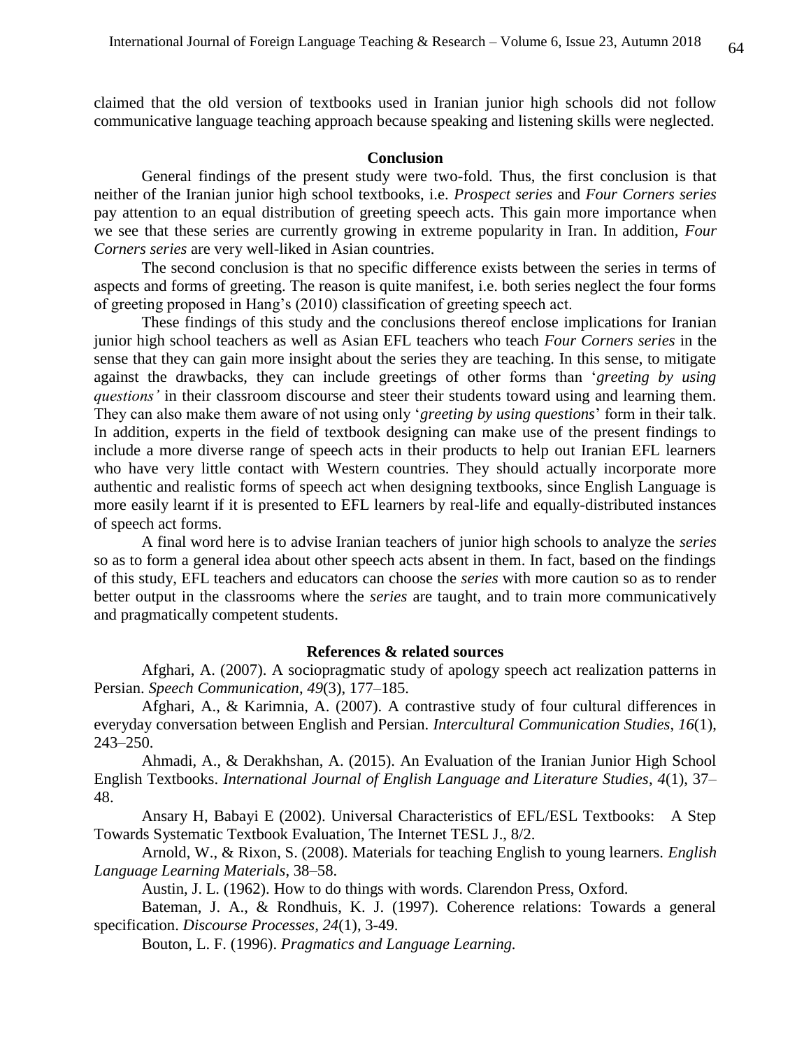claimed that the old version of textbooks used in Iranian junior high schools did not follow communicative language teaching approach because speaking and listening skills were neglected.

## Conclusion

General findings of the present study were two-fold. Thus, the first conclusion is that neither of the Iranian junior high school textbooks, i.e. *Prospect series* and *Four Corners series* pay attention to an equal distribution of greeting speech acts. This gain more importance when we see that these series are currently growing in extreme popularity in Iran. In addition, *Four Corners series* are very well-liked in Asian countries.

The second conclusion is that no specific difference exists between the series in terms of aspects and forms of greeting. The reason is quite manifest, i.e. both series neglect the four forms of greeting proposed in Hang's (2010) classification of greeting speech act.

These findings of this study and the conclusions thereof enclose implications for Iranian junior high school teachers as well as Asian EFL teachers who teach *Four Corners series* in the sense that they can gain more insight about the series they are teaching. In this sense, to mitigate against the drawbacks, they can include greetings of other forms than '*greeting by using questions'* in their classroom discourse and steer their students toward using and learning them. They can also make them aware of not using only '*greeting by using questions*' form in their talk. In addition, experts in the field of textbook designing can make use of the present findings to include a more diverse range of speech acts in their products to help out Iranian EFL learners who have very little contact with Western countries. They should actually incorporate more authentic and realistic forms of speech act when designing textbooks, since English Language is more easily learnt if it is presented to EFL learners by real-life and equally-distributed instances of speech act forms.

A final word here is to advise Iranian teachers of junior high schools to analyze the *series* so as to form a general idea about other speech acts absent in them. In fact, based on the findings of this study, EFL teachers and educators can choose the *series* with more caution so as to render better output in the classrooms where the *series* are taught, and to train more communicatively and pragmatically competent students.

## References & related sources

Afghari, A. (2007). A sociopragmatic study of apology speech act realization patterns in Persian. *Speech Communication*, *49*(3), 177–185.

Afghari, A., & Karimnia, A. (2007). A contrastive study of four cultural differences in everyday conversation between English and Persian. *Intercultural Communication Studies*, *16*(1), 243–250.

Ahmadi, A., & Derakhshan, A. (2015). An Evaluation of the Iranian Junior High School English Textbooks. *International Journal of English Language and Literature Studies*, *4*(1), 37–48.

Ansary H, Babayi E (2002). Universal Characteristics of EFL/ESL Textbooks: A Step Towards Systematic Textbook Evaluation, The Internet TESL J., 8/2.

Arnold, W., & Rixon, S. (2008). Materials for teaching English to young learners. *English Language Learning Materials*, 38–58.

Austin, J. L. (1962). How to do things with words. Clarendon Press, Oxford.

Bateman, J. A., & Rondhuis, K. J. (1997). Coherence relations: Towards a general specification. *Discourse Processes*, *24*(1), 3-49.

Bouton, L. F. (1996). *Pragmatics and Language Learning.*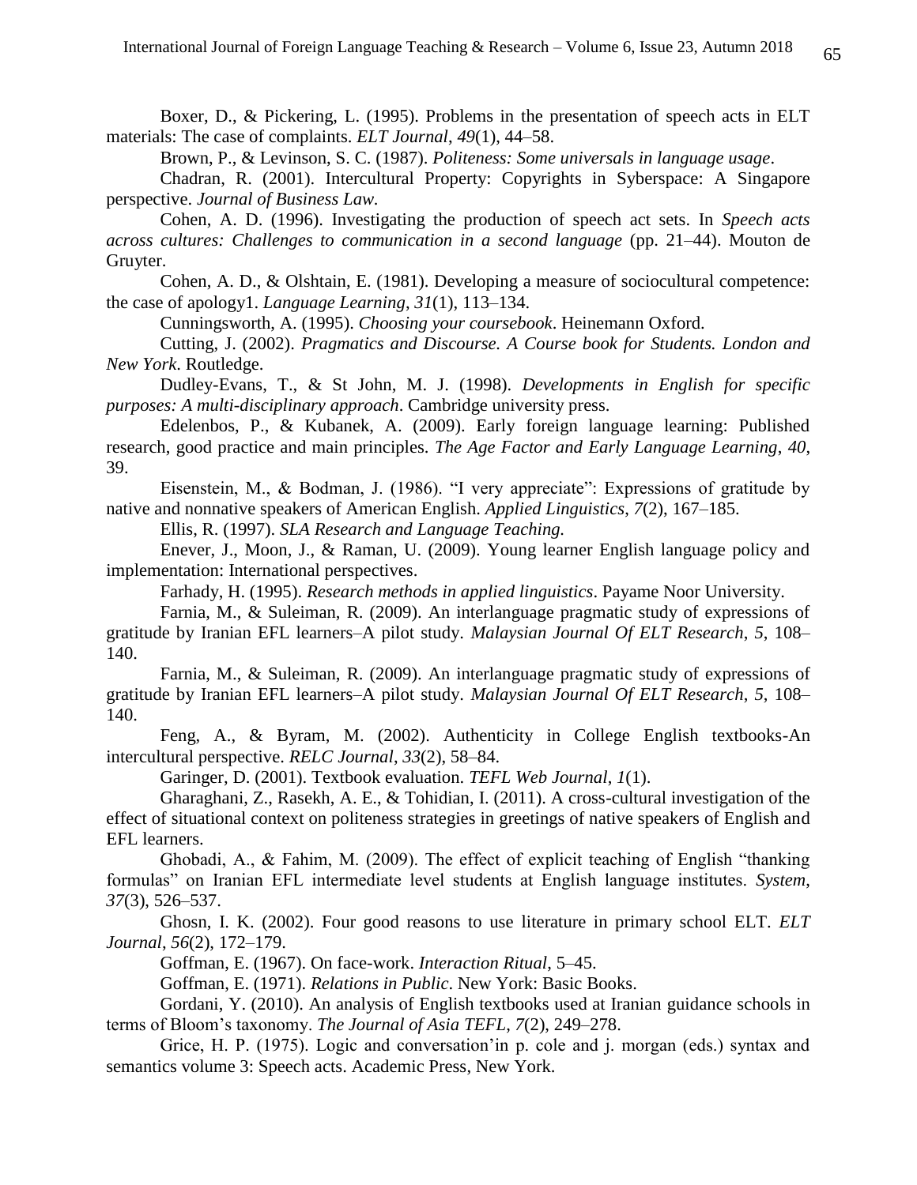Boxer, D., & Pickering, L. (1995). Problems in the presentation of speech acts in ELT materials: The case of complaints. *ELT Journal*, *49*(1), 44–58.

Brown, P., & Levinson, S. C. (1987). *Politeness: Some universals in language usage*.

Chadran, R. (2001). Intercultural Property: Copyrights in Syberspace: A Singapore perspective. *Journal of Business Law.*

Cohen, A. D. (1996). Investigating the production of speech act sets. In *Speech acts across cultures: Challenges to communication in a second language* (pp. 21–44). Mouton de Gruyter.

Cohen, A. D., & Olshtain, E. (1981). Developing a measure of sociocultural competence: the case of apology1. *Language Learning*, *31*(1), 113–134.

Cunningsworth, A. (1995). *Choosing your coursebook*. Heinemann Oxford.

Cutting, J. (2002). *Pragmatics and Discourse. A Course book for Students. London and New York*. Routledge.

Dudley-Evans, T., & St John, M. J. (1998). *Developments in English for specific purposes: A multi-disciplinary approach*. Cambridge university press.

Edelenbos, P., & Kubanek, A. (2009). Early foreign language learning: Published research, good practice and main principles. *The Age Factor and Early Language Learning*, *40*, 39.

Eisenstein, M., & Bodman, J. (1986). "I very appreciate": Expressions of gratitude by native and nonnative speakers of American English. *Applied Linguistics*, *7*(2), 167–185.

Ellis, R. (1997). *SLA Research and Language Teaching.*

Enever, J., Moon, J., & Raman, U. (2009). Young learner English language policy and implementation: International perspectives.

Farhady, H. (1995). *Research methods in applied linguistics*. Payame Noor University.

Farnia, M., & Suleiman, R. (2009). An interlanguage pragmatic study of expressions of gratitude by Iranian EFL learners–A pilot study. *Malaysian Journal Of ELT Research*, *5*, 108–140.

Farnia, M., & Suleiman, R. (2009). An interlanguage pragmatic study of expressions of gratitude by Iranian EFL learners–A pilot study. *Malaysian Journal Of ELT Research*, *5*, 108–140.

Feng, A., & Byram, M. (2002). Authenticity in College English textbooks-An intercultural perspective. *RELC Journal*, *33*(2), 58–84.

Garinger, D. (2001). Textbook evaluation. *TEFL Web Journal*, *1*(1).

Gharaghani, Z., Rasekh, A. E., & Tohidian, I. (2011). A cross-cultural investigation of the effect of situational context on politeness strategies in greetings of native speakers of English and EFL learners.

Ghobadi, A., & Fahim, M. (2009). The effect of explicit teaching of English "thanking formulas" on Iranian EFL intermediate level students at English language institutes. *System*, *37*(3), 526–537.

Ghosn, I. K. (2002). Four good reasons to use literature in primary school ELT. *ELT Journal*, *56*(2), 172–179.

Goffman, E. (1967). On face-work. *Interaction Ritual*, 5–45.

Goffman, E. (1971). *Relations in Public*. New York: Basic Books.

Gordani, Y. (2010). An analysis of English textbooks used at Iranian guidance schools in terms of Bloom's taxonomy. *The Journal of Asia TEFL*, *7*(2), 249–278.

Grice, H. P. (1975). Logic and conversation'in p. cole and j. morgan (eds.) syntax and semantics volume 3: Speech acts. Academic Press, New York.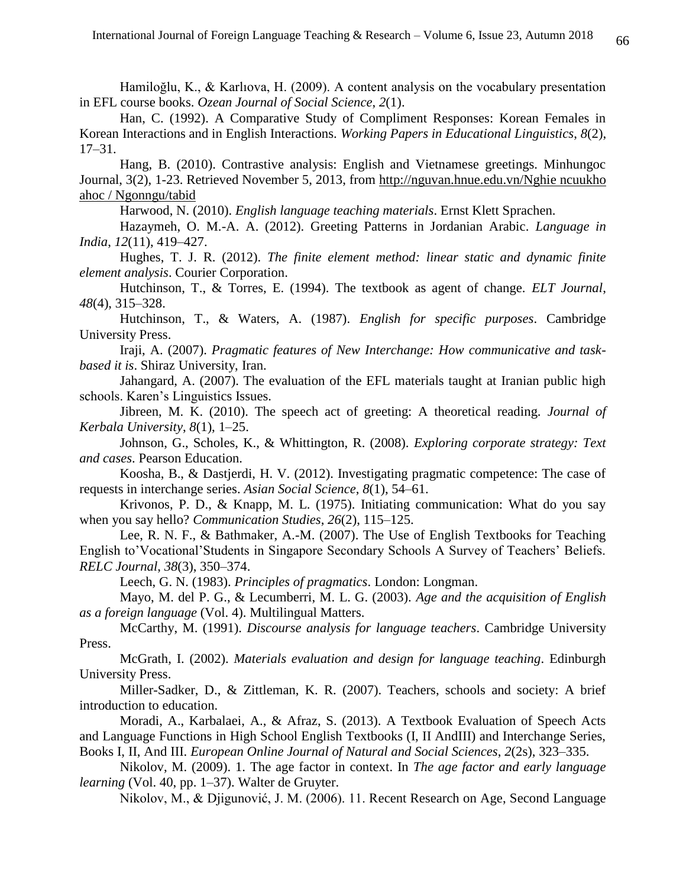Hamiloğlu, K., & Karlıova, H. (2009). A content analysis on the vocabulary presentation in EFL course books. *Ozean Journal of Social Science*, *2*(1).

Han, C. (1992). A Comparative Study of Compliment Responses: Korean Females in Korean Interactions and in English Interactions. *Working Papers in Educational Linguistics*, *8*(2), 17–31.

Hang, B. (2010). Contrastive analysis: English and Vietnamese greetings. Minhungoc Journal, 3(2), 1-23. Retrieved November 5, 2013, from http://nguvan.hnue.edu.vn/Nghie ncuukho ahoc / Ngonngu/tabid

Harwood, N. (2010). *English language teaching materials*. Ernst Klett Sprachen.

Hazaymeh, O. M.-A. A. (2012). Greeting Patterns in Jordanian Arabic. *Language in India*, *12*(11), 419–427.

Hughes, T. J. R. (2012). *The finite element method: linear static and dynamic finite element analysis*. Courier Corporation.

Hutchinson, T., & Torres, E. (1994). The textbook as agent of change. *ELT Journal*, *48*(4), 315–328.

Hutchinson, T., & Waters, A. (1987). *English for specific purposes*. Cambridge University Press.

Iraji, A. (2007). *Pragmatic features of New Interchange: How communicative and task-based it is*. Shiraz University, Iran.

Jahangard, A. (2007). The evaluation of the EFL materials taught at Iranian public high schools. Karen's Linguistics Issues.

Jibreen, M. K. (2010). The speech act of greeting: A theoretical reading. *Journal of Kerbala University*, *8*(1), 1–25.

Johnson, G., Scholes, K., & Whittington, R. (2008). *Exploring corporate strategy: Text and cases*. Pearson Education.

Koosha, B., & Dastjerdi, H. V. (2012). Investigating pragmatic competence: The case of requests in interchange series. *Asian Social Science*, *8*(1), 54–61.

Krivonos, P. D., & Knapp, M. L. (1975). Initiating communication: What do you say when you say hello? *Communication Studies*, *26*(2), 115–125.

Lee, R. N. F., & Bathmaker, A.-M. (2007). The Use of English Textbooks for Teaching English to'Vocational'Students in Singapore Secondary Schools A Survey of Teachers' Beliefs. *RELC Journal*, *38*(3), 350–374.

Leech, G. N. (1983). *Principles of pragmatics*. London: Longman.

Mayo, M. del P. G., & Lecumberri, M. L. G. (2003). *Age and the acquisition of English as a foreign language* (Vol. 4). Multilingual Matters.

McCarthy, M. (1991). *Discourse analysis for language teachers*. Cambridge University Press.

McGrath, I. (2002). *Materials evaluation and design for language teaching*. Edinburgh University Press.

Miller-Sadker, D., & Zittleman, K. R. (2007). Teachers, schools and society: A brief introduction to education.

Moradi, A., Karbalaei, A., & Afraz, S. (2013). A Textbook Evaluation of Speech Acts and Language Functions in High School English Textbooks (I, II AndIII) and Interchange Series, Books I, II, And III. *European Online Journal of Natural and Social Sciences*, *2*(2s), 323–335.

Nikolov, M. (2009). 1. The age factor in context. In *The age factor and early language learning* (Vol. 40, pp. 1–37). Walter de Gruyter.

Nikolov, M., & Djigunović, J. M. (2006). 11. Recent Research on Age, Second Language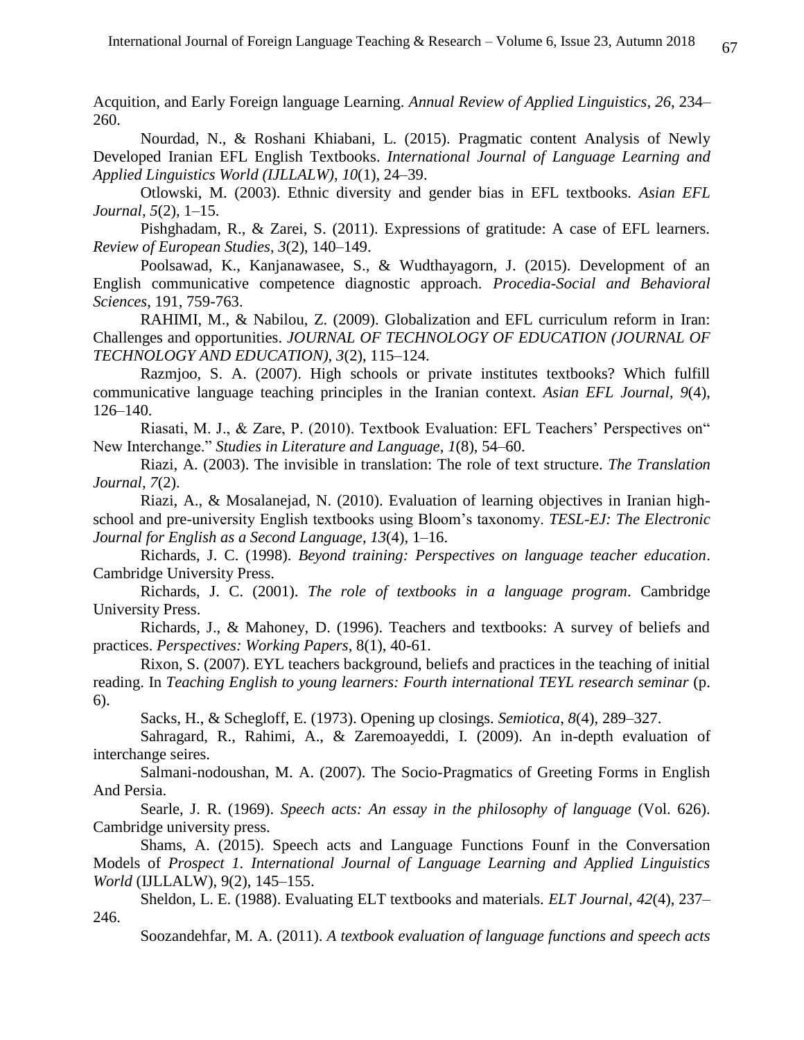Acquition, and Early Foreign language Learning. *Annual Review of Applied Linguistics*, *26*, 234–260.

Nourdad, N., & Roshani Khiabani, L. (2015). Pragmatic content Analysis of Newly Developed Iranian EFL English Textbooks. *International Journal of Language Learning and Applied Linguistics World (IJLLALW)*, *10*(1), 24–39.

Otlowski, M. (2003). Ethnic diversity and gender bias in EFL textbooks. *Asian EFL Journal*, *5*(2), 1–15.

Pishghadam, R., & Zarei, S. (2011). Expressions of gratitude: A case of EFL learners. *Review of European Studies*, *3*(2), 140–149.

Poolsawad, K., Kanjanawasee, S., & Wudthayagorn, J. (2015). Development of an English communicative competence diagnostic approach. *Procedia-Social and Behavioral Sciences*, 191, 759-763.

RAHIMI, M., & Nabilou, Z. (2009). Globalization and EFL curriculum reform in Iran: Challenges and opportunities. *JOURNAL OF TECHNOLOGY OF EDUCATION (JOURNAL OF TECHNOLOGY AND EDUCATION)*, *3*(2), 115–124.

Razmjoo, S. A. (2007). High schools or private institutes textbooks? Which fulfill communicative language teaching principles in the Iranian context. *Asian EFL Journal*, *9*(4), 126–140.

Riasati, M. J., & Zare, P. (2010). Textbook Evaluation: EFL Teachers' Perspectives on" New Interchange." *Studies in Literature and Language*, *1*(8), 54–60.

Riazi, A. (2003). The invisible in translation: The role of text structure. *The Translation Journal*, *7*(2).

Riazi, A., & Mosalanejad, N. (2010). Evaluation of learning objectives in Iranian high-school and pre-university English textbooks using Bloom's taxonomy. *TESL-EJ: The Electronic Journal for English as a Second Language*, *13*(4), 1–16.

Richards, J. C. (1998). *Beyond training: Perspectives on language teacher education*. Cambridge University Press.

Richards, J. C. (2001). *The role of textbooks in a language program*. Cambridge University Press.

Richards, J., & Mahoney, D. (1996). Teachers and textbooks: A survey of beliefs and practices. *Perspectives: Working Papers*, 8(1), 40-61.

Rixon, S. (2007). EYL teachers background, beliefs and practices in the teaching of initial reading. In *Teaching English to young learners: Fourth international TEYL research seminar* (p. 6).

Sacks, H., & Schegloff, E. (1973). Opening up closings. *Semiotica*, *8*(4), 289–327.

Sahragard, R., Rahimi, A., & Zaremoayeddi, I. (2009). An in-depth evaluation of interchange seires.

Salmani-nodoushan, M. A. (2007). The Socio-Pragmatics of Greeting Forms in English And Persia.

Searle, J. R. (1969). *Speech acts: An essay in the philosophy of language* (Vol. 626). Cambridge university press.

Shams, A. (2015). Speech acts and Language Functions Founf in the Conversation Models of *Prospect 1*. *International Journal of Language Learning and Applied Linguistics World* (IJLLALW), 9(2), 145–155.

Sheldon, L. E. (1988). Evaluating ELT textbooks and materials. *ELT Journal*, *42*(4), 237–246.

Soozandehfar, M. A. (2011). *A textbook evaluation of language functions and speech acts*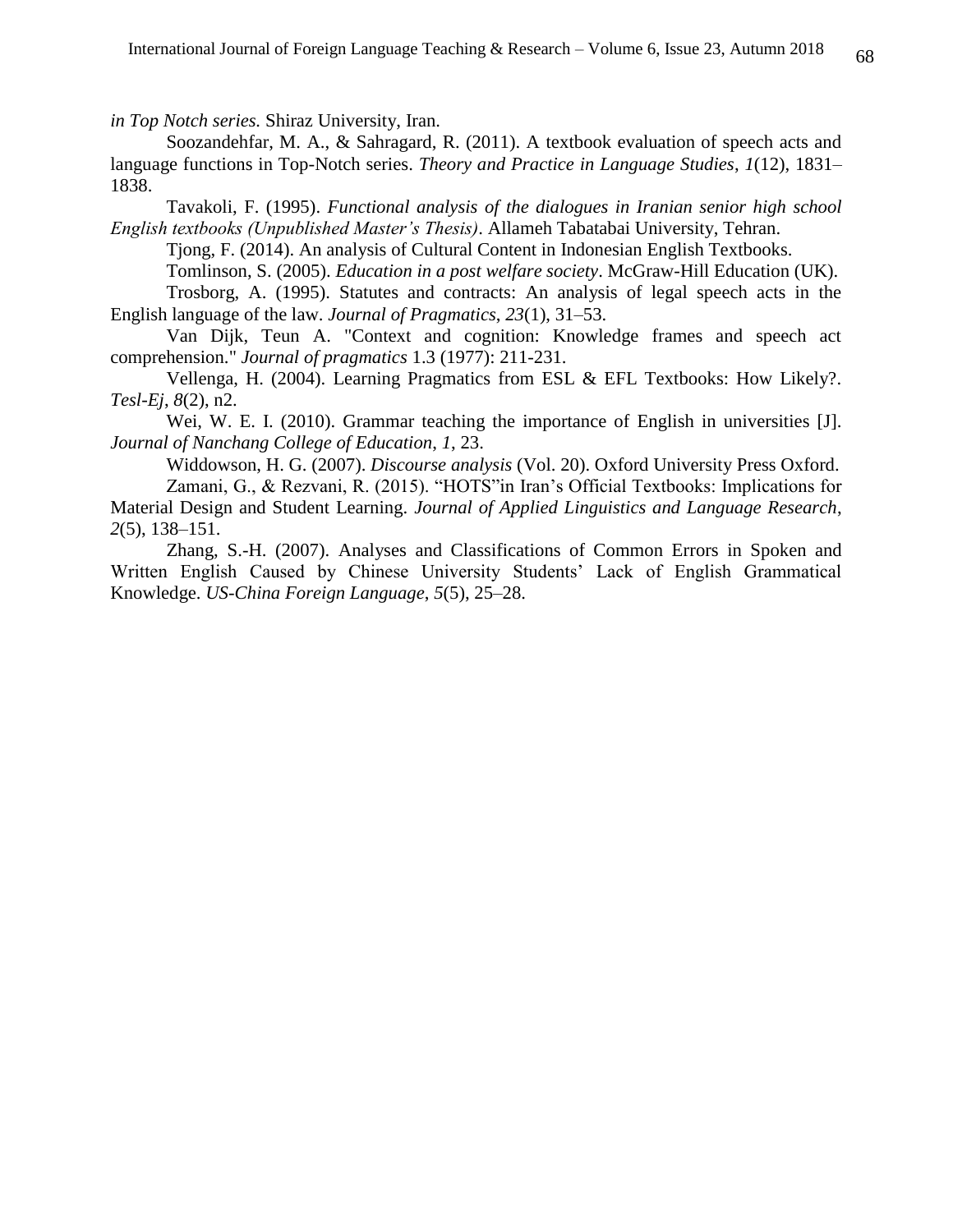*in Top Notch series.* Shiraz University, Iran.

Soozandehfar, M. A., & Sahragard, R. (2011). A textbook evaluation of speech acts and language functions in Top-Notch series. *Theory and Practice in Language Studies*, *1*(12), 1831–1838.

Tavakoli, F. (1995). *Functional analysis of the dialogues in Iranian senior high school English textbooks (Unpublished Master's Thesis)*. Allameh Tabatabai University, Tehran.

Tjong, F. (2014). An analysis of Cultural Content in Indonesian English Textbooks.

Tomlinson, S. (2005). *Education in a post welfare society*. McGraw-Hill Education (UK).

Trosborg, A. (1995). Statutes and contracts: An analysis of legal speech acts in the English language of the law. *Journal of Pragmatics*, *23*(1), 31–53.

Van Dijk, Teun A. "Context and cognition: Knowledge frames and speech act comprehension." *Journal of pragmatics* 1.3 (1977): 211-231.

Vellenga, H. (2004). Learning Pragmatics from ESL & EFL Textbooks: How Likely?. *Tesl-Ej*, *8*(2), n2.

Wei, W. E. I. (2010). Grammar teaching the importance of English in universities [J]. *Journal of Nanchang College of Education*, *1*, 23.

Widdowson, H. G. (2007). *Discourse analysis* (Vol. 20). Oxford University Press Oxford.

Zamani, G., & Rezvani, R. (2015). "HOTS"in Iran's Official Textbooks: Implications for Material Design and Student Learning. *Journal of Applied Linguistics and Language Research*, *2*(5), 138–151.

Zhang, S.-H. (2007). Analyses and Classifications of Common Errors in Spoken and Written English Caused by Chinese University Students' Lack of English Grammatical Knowledge. *US-China Foreign Language*, *5*(5), 25–28.